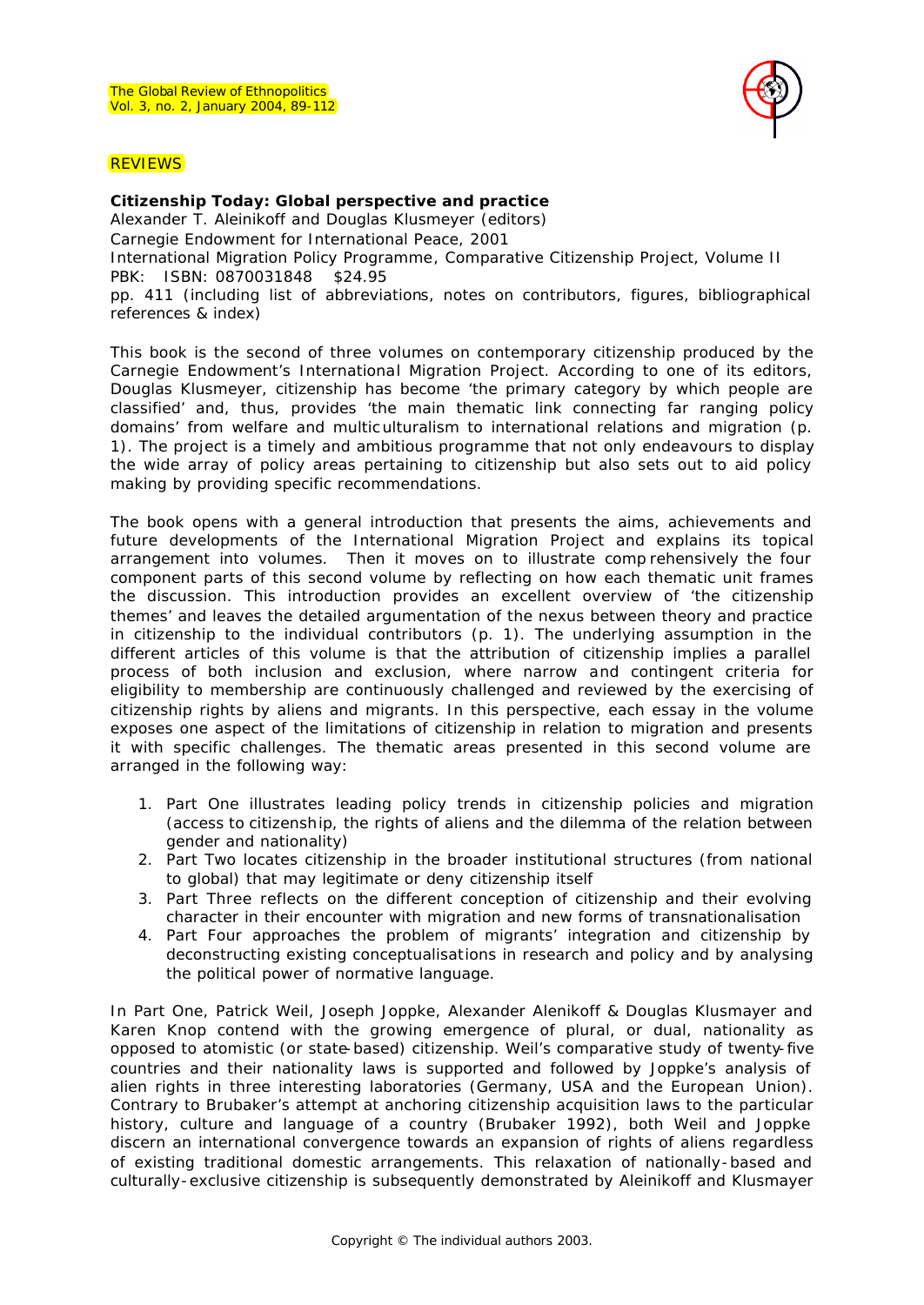## REVIEWS

**Citizenship Today: Global perspective and practice**
Alexander T. Aleinikoff and Douglas Klusmeyer (editors)
Carnegie Endowment for International Peace, 2001
International Migration Policy Programme, Comparative Citizenship Project, Volume II
PBK: ISBN: 0870031848 $24.95
pp. 411 (including list of abbreviations, notes on contributors, figures, bibliographical references & index)

This book is the second of three volumes on contemporary citizenship produced by the Carnegie Endowment's International Migration Project. According to one of its editors, Douglas Klusmeyer, citizenship has become 'the primary category by which people are classified' and, thus, provides 'the main thematic link connecting far ranging policy domains' from welfare and multiculturalism to international relations and migration (p. 1). The project is a timely and ambitious programme that not only endeavours to display the wide array of policy areas pertaining to citizenship but also sets out to aid policy making by providing specific recommendations.

The book opens with a general introduction that presents the aims, achievements and future developments of the International Migration Project and explains its topical arrangement into volumes. Then it moves on to illustrate comprehensively the four component parts of this second volume by reflecting on how each thematic unit frames the discussion. This introduction provides an excellent overview of 'the citizenship themes' and leaves the detailed argumentation of the nexus between theory and practice in citizenship to the individual contributors (p. 1). The underlying assumption in the different articles of this volume is that the attribution of citizenship implies a parallel process of both inclusion and exclusion, where narrow and contingent criteria for eligibility to membership are continuously challenged and reviewed by the exercising of citizenship rights by aliens and migrants. In this perspective, each essay in the volume exposes one aspect of the limitations of citizenship in relation to migration and presents it with specific challenges. The thematic areas presented in this second volume are arranged in the following way:

1. Part One illustrates leading policy trends in citizenship policies and migration (access to citizenship, the rights of aliens and the dilemma of the relation between gender and nationality)
2. Part Two locates citizenship in the broader institutional structures (from national to global) that may legitimate or deny citizenship itself
3. Part Three reflects on the different conception of citizenship and their evolving character in their encounter with migration and new forms of transnationalisation
4. Part Four approaches the problem of migrants' integration and citizenship by deconstructing existing conceptualisations in research and policy and by analysing the political power of normative language.

In Part One, Patrick Weil, Joseph Joppke, Alexander Alenikoff & Douglas Klusmayer and Karen Knop contend with the growing emergence of plural, or dual, nationality as opposed to atomistic (or state-based) citizenship. Weil's comparative study of twenty-five countries and their nationality laws is supported and followed by Joppke's analysis of alien rights in three interesting laboratories (Germany, USA and the European Union). Contrary to Brubaker's attempt at anchoring citizenship acquisition laws to the particular history, culture and language of a country (Brubaker 1992), both Weil and Joppke discern an international convergence towards an expansion of rights of aliens regardless of existing traditional domestic arrangements. This relaxation of nationally-based and culturally-exclusive citizenship is subsequently demonstrated by Aleinikoff and Klusmayer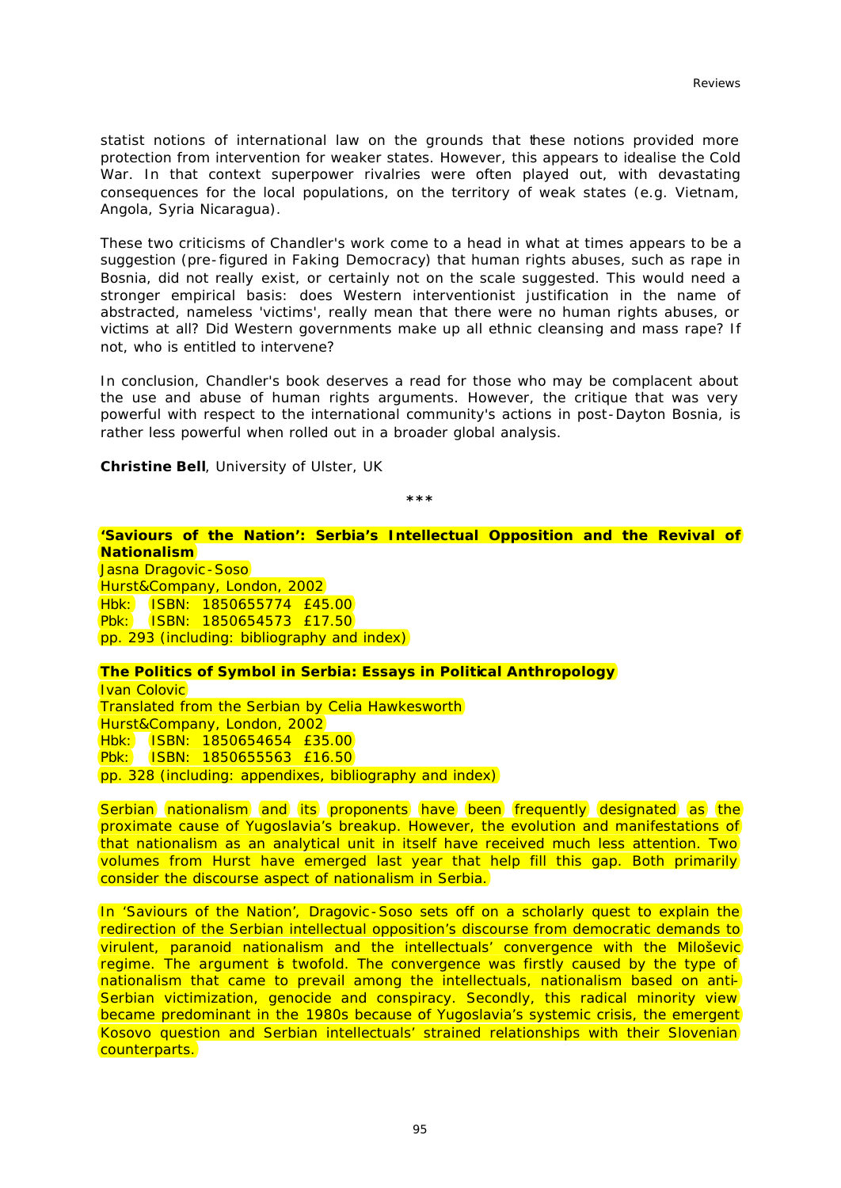statist notions of international law on the grounds that these notions provided more protection from intervention for weaker states. However, this appears to idealise the Cold War. In that context superpower rivalries were often played out, with devastating consequences for the local populations, on the territory of weak states (e.g. Vietnam, Angola, Syria Nicaragua).

These two criticisms of Chandler's work come to a head in what at times appears to be a suggestion (pre-figured in Faking Democracy) that human rights abuses, such as rape in Bosnia, did not really exist, or certainly not on the scale suggested. This would need a stronger empirical basis: does Western interventionist justification in the name of abstracted, nameless 'victims', really mean that there were no human rights abuses, or victims at all? Did Western governments make up all ethnic cleansing and mass rape? If not, who is entitled to intervene?

In conclusion, Chandler's book deserves a read for those who may be complacent about the use and abuse of human rights arguments. However, the critique that was very powerful with respect to the international community's actions in post-Dayton Bosnia, is rather less powerful when rolled out in a broader global analysis.

**Christine Bell**, University of Ulster, UK

\*\*\*

**'Saviours of the Nation': Serbia's Intellectual Opposition and the Revival of Nationalism**
Jasna Dragovic-Soso
Hurst&Company, London, 2002
Hbk: ISBN: 1850655774 £45.00
Pbk: ISBN: 1850654573 £17.50
pp. 293 (including: bibliography and index)

**The Politics of Symbol in Serbia: Essays in Political Anthropology**
Ivan Colovic
Translated from the Serbian by Celia Hawkesworth
Hurst&Company, London, 2002
Hbk: ISBN: 1850654654 £35.00
Pbk: ISBN: 1850655563 £16.50
pp. 328 (including: appendixes, bibliography and index)

Serbian nationalism and its proponents have been frequently designated as the proximate cause of Yugoslavia's breakup. However, the evolution and manifestations of that nationalism as an analytical unit in itself have received much less attention. Two volumes from Hurst have emerged last year that help fill this gap. Both primarily consider the discourse aspect of nationalism in Serbia.

In 'Saviours of the Nation', Dragovic-Soso sets off on a scholarly quest to explain the redirection of the Serbian intellectual opposition's discourse from democratic demands to virulent, paranoid nationalism and the intellectuals' convergence with the Miloševic regime. The argument is twofold. The convergence was firstly caused by the type of nationalism that came to prevail among the intellectuals, nationalism based on anti-Serbian victimization, genocide and conspiracy. Secondly, this radical minority view became predominant in the 1980s because of Yugoslavia's systemic crisis, the emergent Kosovo question and Serbian intellectuals' strained relationships with their Slovenian counterparts.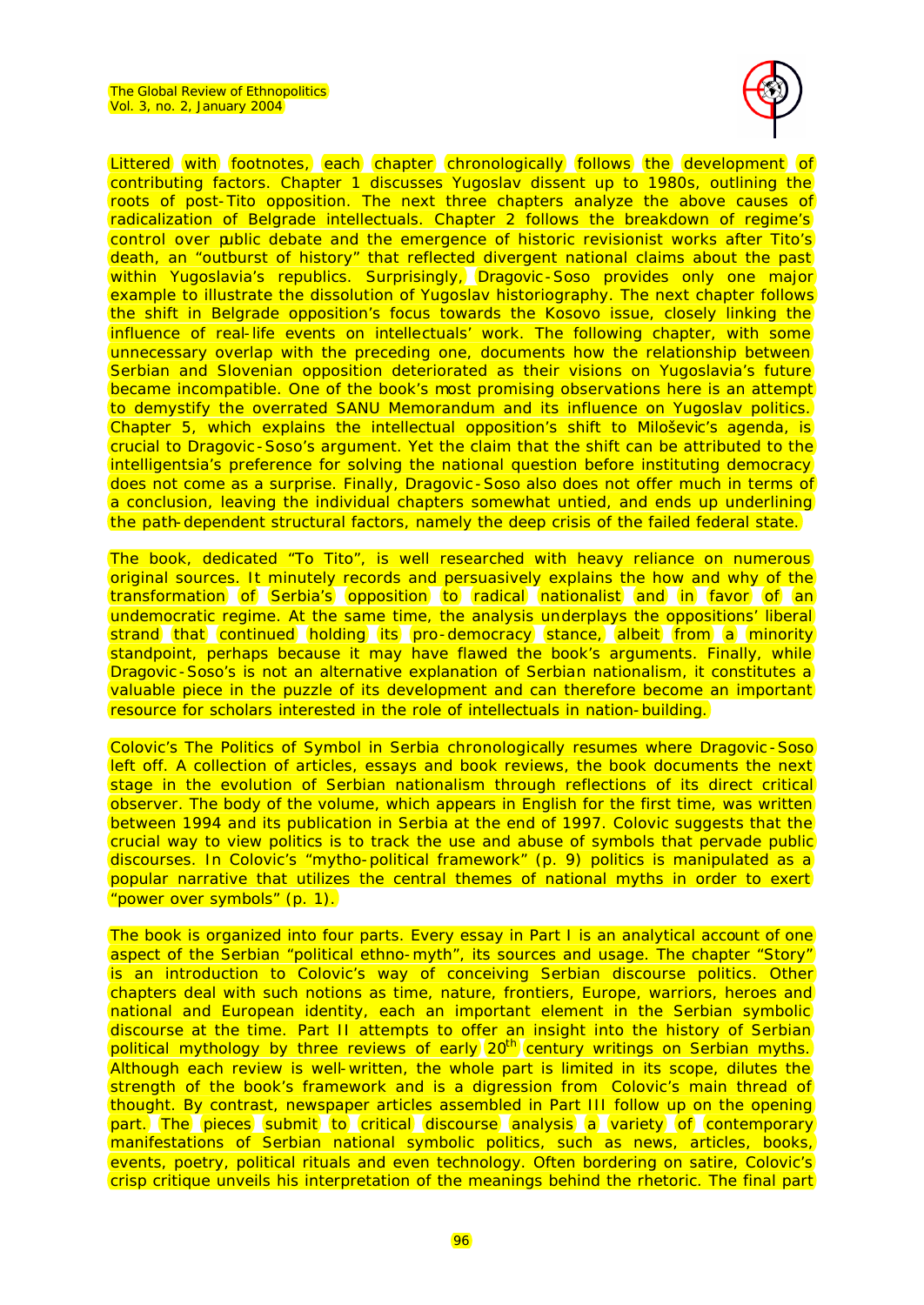Littered with footnotes, each chapter chronologically follows the development of contributing factors. Chapter 1 discusses Yugoslav dissent up to 1980s, outlining the roots of post-Tito opposition. The next three chapters analyze the above causes of radicalization of Belgrade intellectuals. Chapter 2 follows the breakdown of regime's control over public debate and the emergence of historic revisionist works after Tito's death, an "outburst of history" that reflected divergent national claims about the past within Yugoslavia's republics. Surprisingly, Dragovic-Soso provides only one major example to illustrate the dissolution of Yugoslav historiography. The next chapter follows the shift in Belgrade opposition's focus towards the Kosovo issue, closely linking the influence of real-life events on intellectuals' work. The following chapter, with some unnecessary overlap with the preceding one, documents how the relationship between Serbian and Slovenian opposition deteriorated as their visions on Yugoslavia's future became incompatible. One of the book's most promising observations here is an attempt to demystify the overrated SANU Memorandum and its influence on Yugoslav politics. Chapter 5, which explains the intellectual opposition's shift to Miloševic's agenda, is crucial to Dragovic-Soso's argument. Yet the claim that the shift can be attributed to the intelligentsia's preference for solving the national question before instituting democracy does not come as a surprise. Finally, Dragovic-Soso also does not offer much in terms of a conclusion, leaving the individual chapters somewhat untied, and ends up underlining the path-dependent structural factors, namely the deep crisis of the failed federal state.

The book, dedicated "To Tito", is well researched with heavy reliance on numerous original sources. It minutely records and persuasively explains the how and why of the transformation of Serbia's opposition to radical nationalist and in favor of an undemocratic regime. At the same time, the analysis underplays the oppositions' liberal strand that continued holding its pro-democracy stance, albeit from a minority standpoint, perhaps because it may have flawed the book's arguments. Finally, while Dragovic-Soso's is not an alternative explanation of Serbian nationalism, it constitutes a valuable piece in the puzzle of its development and can therefore become an important resource for scholars interested in the role of intellectuals in nation-building.

Colovic's The Politics of Symbol in Serbia chronologically resumes where Dragovic-Soso left off. A collection of articles, essays and book reviews, the book documents the next stage in the evolution of Serbian nationalism through reflections of its direct critical observer. The body of the volume, which appears in English for the first time, was written between 1994 and its publication in Serbia at the end of 1997. Colovic suggests that the crucial way to view politics is to track the use and abuse of symbols that pervade public discourses. In Colovic's "mytho-political framework" (p. 9) politics is manipulated as a popular narrative that utilizes the central themes of national myths in order to exert "power over symbols" (p. 1).

The book is organized into four parts. Every essay in Part I is an analytical account of one aspect of the Serbian "political ethno-myth", its sources and usage. The chapter "Story" is an introduction to Colovic's way of conceiving Serbian discourse politics. Other chapters deal with such notions as time, nature, frontiers, Europe, warriors, heroes and national and European identity, each an important element in the Serbian symbolic discourse at the time. Part II attempts to offer an insight into the history of Serbian political mythology by three reviews of early 20th century writings on Serbian myths. Although each review is well-written, the whole part is limited in its scope, dilutes the strength of the book's framework and is a digression from Colovic's main thread of thought. By contrast, newspaper articles assembled in Part III follow up on the opening part. The pieces submit to critical discourse analysis a variety of contemporary manifestations of Serbian national symbolic politics, such as news, articles, books, events, poetry, political rituals and even technology. Often bordering on satire, Colovic's crisp critique unveils his interpretation of the meanings behind the rhetoric. The final part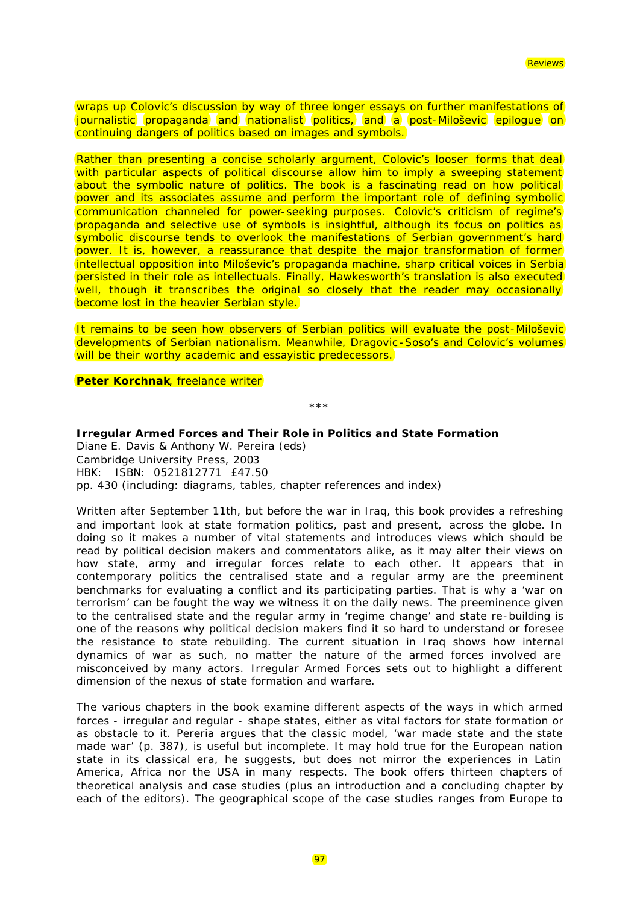wraps up Colovic's discussion by way of three longer essays on further manifestations of journalistic propaganda and nationalist politics, and a post-Miloševic epilogue on continuing dangers of politics based on images and symbols.

Rather than presenting a concise scholarly argument, Colovic's looser forms that deal with particular aspects of political discourse allow him to imply a sweeping statement about the symbolic nature of politics. The book is a fascinating read on how political power and its associates assume and perform the important role of defining symbolic communication channeled for power-seeking purposes. Colovic's criticism of regime's propaganda and selective use of symbols is insightful, although its focus on politics as symbolic discourse tends to overlook the manifestations of Serbian government's hard power. It is, however, a reassurance that despite the major transformation of former intellectual opposition into Miloševic's propaganda machine, sharp critical voices in Serbia persisted in their role as intellectuals. Finally, Hawkesworth's translation is also executed well, though it transcribes the original so closely that the reader may occasionally become lost in the heavier Serbian style.

It remains to be seen how observers of Serbian politics will evaluate the post-Miloševic developments of Serbian nationalism. Meanwhile, Dragovic-Soso's and Colovic's volumes will be their worthy academic and essayistic predecessors.

**Peter Korchnak**, freelance writer

\*\*\*

**Irregular Armed Forces and Their Role in Politics and State Formation**
Diane E. Davis & Anthony W. Pereira (eds)
Cambridge University Press, 2003
HBK: ISBN: 0521812771 £47.50
pp. 430 (including: diagrams, tables, chapter references and index)

Written after September 11th, but before the war in Iraq, this book provides a refreshing and important look at state formation politics, past and present, across the globe. In doing so it makes a number of vital statements and introduces views which should be read by political decision makers and commentators alike, as it may alter their views on how state, army and irregular forces relate to each other. It appears that in contemporary politics the centralised state and a regular army are the preeminent benchmarks for evaluating a conflict and its participating parties. That is why a 'war on terrorism' can be fought the way we witness it on the daily news. The preeminence given to the centralised state and the regular army in 'regime change' and state re-building is one of the reasons why political decision makers find it so hard to understand or foresee the resistance to state rebuilding. The current situation in Iraq shows how internal dynamics of war as such, no matter the nature of the armed forces involved are misconceived by many actors. Irregular Armed Forces sets out to highlight a different dimension of the nexus of state formation and warfare.

The various chapters in the book examine different aspects of the ways in which armed forces - irregular and regular - shape states, either as vital factors for state formation or as obstacle to it. Pereria argues that the classic model, 'war made state and the state made war' (p. 387), is useful but incomplete. It may hold true for the European nation state in its classical era, he suggests, but does not mirror the experiences in Latin America, Africa nor the USA in many respects. The book offers thirteen chapters of theoretical analysis and case studies (plus an introduction and a concluding chapter by each of the editors). The geographical scope of the case studies ranges from Europe to